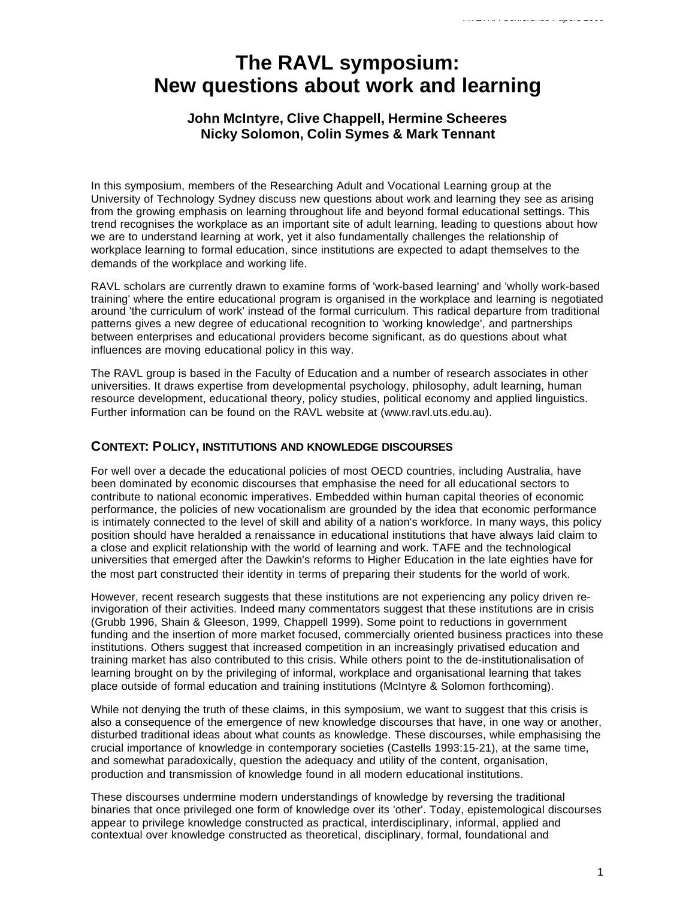# The RAVL symposium: New questions about work and learning

### John McIntyre, Clive Chappell, Hermine Scheeres Nicky Solomon, Colin Symes & Mark Tennant

In this symposium, members of the Researching Adult and Vocational Learning group at the University of Technology Sydney discuss new questions about work and learning they see as arising from the growing emphasis on learning throughout life and beyond formal educational settings. This trend recognises the workplace as an important site of adult learning, leading to questions about how we are to understand learning at work, yet it also fundamentally challenges the relationship of workplace learning to formal education, since institutions are expected to adapt themselves to the demands of the workplace and working life.

RAVL scholars are currently drawn to examine forms of 'work-based learning' and 'wholly work-based training' where the entire educational program is organised in the workplace and learning is negotiated around 'the curriculum of work' instead of the formal curriculum. This radical departure from traditional patterns gives a new degree of educational recognition to 'working knowledge', and partnerships between enterprises and educational providers become significant, as do questions about what influences are moving educational policy in this way.

The RAVL group is based in the Faculty of Education and a number of research associates in other universities. It draws expertise from developmental psychology, philosophy, adult learning, human resource development, educational theory, policy studies, political economy and applied linguistics. Further information can be found on the RAVL website at (www.ravl.uts.edu.au).

## CONTEXT: POLICY, INSTITUTIONS AND KNOWLEDGE DISCOURSES

For well over a decade the educational policies of most OECD countries, including Australia, have been dominated by economic discourses that emphasise the need for all educational sectors to contribute to national economic imperatives. Embedded within human capital theories of economic performance, the policies of new vocationalism are grounded by the idea that economic performance is intimately connected to the level of skill and ability of a nation's workforce. In many ways, this policy position should have heralded a renaissance in educational institutions that have always laid claim to a close and explicit relationship with the world of learning and work. TAFE and the technological universities that emerged after the Dawkin's reforms to Higher Education in the late eighties have for the most part constructed their identity in terms of preparing their students for the world of work.

However, recent research suggests that these institutions are not experiencing any policy driven re-invigoration of their activities. Indeed many commentators suggest that these institutions are in crisis (Grubb 1996, Shain & Gleeson, 1999, Chappell 1999). Some point to reductions in government funding and the insertion of more market focused, commercially oriented business practices into these institutions. Others suggest that increased competition in an increasingly privatised education and training market has also contributed to this crisis. While others point to the de-institutionalisation of learning brought on by the privileging of informal, workplace and organisational learning that takes place outside of formal education and training institutions (McIntyre & Solomon forthcoming).

While not denying the truth of these claims, in this symposium, we want to suggest that this crisis is also a consequence of the emergence of new knowledge discourses that have, in one way or another, disturbed traditional ideas about what counts as knowledge. These discourses, while emphasising the crucial importance of knowledge in contemporary societies (Castells 1993:15-21), at the same time, and somewhat paradoxically, question the adequacy and utility of the content, organisation, production and transmission of knowledge found in all modern educational institutions.

These discourses undermine modern understandings of knowledge by reversing the traditional binaries that once privileged one form of knowledge over its 'other'. Today, epistemological discourses appear to privilege knowledge constructed as practical, interdisciplinary, informal, applied and contextual over knowledge constructed as theoretical, disciplinary, formal, foundational and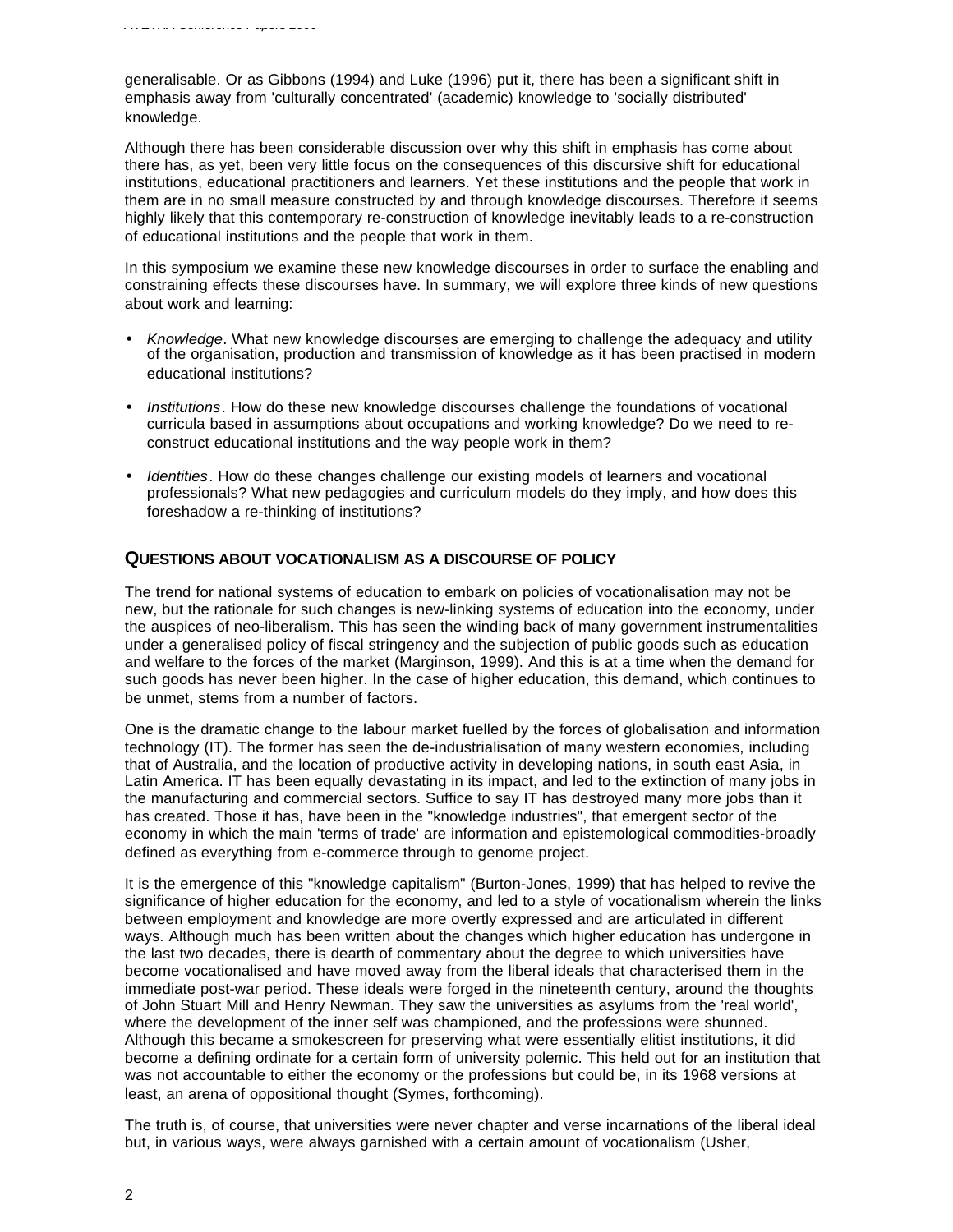generalisable. Or as Gibbons (1994) and Luke (1996) put it, there has been a significant shift in emphasis away from 'culturally concentrated' (academic) knowledge to 'socially distributed' knowledge.

Although there has been considerable discussion over why this shift in emphasis has come about there has, as yet, been very little focus on the consequences of this discursive shift for educational institutions, educational practitioners and learners. Yet these institutions and the people that work in them are in no small measure constructed by and through knowledge discourses. Therefore it seems highly likely that this contemporary re-construction of knowledge inevitably leads to a re-construction of educational institutions and the people that work in them.

In this symposium we examine these new knowledge discourses in order to surface the enabling and constraining effects these discourses have. In summary, we will explore three kinds of new questions about work and learning:

- *Knowledge*. What new knowledge discourses are emerging to challenge the adequacy and utility of the organisation, production and transmission of knowledge as it has been practised in modern educational institutions?
- *Institutions*. How do these new knowledge discourses challenge the foundations of vocational curricula based in assumptions about occupations and working knowledge? Do we need to re-construct educational institutions and the way people work in them?
- *Identities*. How do these changes challenge our existing models of learners and vocational professionals? What new pedagogies and curriculum models do they imply, and how does this foreshadow a re-thinking of institutions?

## QUESTIONS ABOUT VOCATIONALISM AS A DISCOURSE OF POLICY

The trend for national systems of education to embark on policies of vocationalisation may not be new, but the rationale for such changes is new-linking systems of education into the economy, under the auspices of neo-liberalism. This has seen the winding back of many government instrumentalities under a generalised policy of fiscal stringency and the subjection of public goods such as education and welfare to the forces of the market (Marginson, 1999). And this is at a time when the demand for such goods has never been higher. In the case of higher education, this demand, which continues to be unmet, stems from a number of factors.

One is the dramatic change to the labour market fuelled by the forces of globalisation and information technology (IT). The former has seen the de-industrialisation of many western economies, including that of Australia, and the location of productive activity in developing nations, in south east Asia, in Latin America. IT has been equally devastating in its impact, and led to the extinction of many jobs in the manufacturing and commercial sectors. Suffice to say IT has destroyed many more jobs than it has created. Those it has, have been in the "knowledge industries", that emergent sector of the economy in which the main 'terms of trade' are information and epistemological commodities-broadly defined as everything from e-commerce through to genome project.

It is the emergence of this "knowledge capitalism" (Burton-Jones, 1999) that has helped to revive the significance of higher education for the economy, and led to a style of vocationalism wherein the links between employment and knowledge are more overtly expressed and are articulated in different ways. Although much has been written about the changes which higher education has undergone in the last two decades, there is dearth of commentary about the degree to which universities have become vocationalised and have moved away from the liberal ideals that characterised them in the immediate post-war period. These ideals were forged in the nineteenth century, around the thoughts of John Stuart Mill and Henry Newman. They saw the universities as asylums from the 'real world', where the development of the inner self was championed, and the professions were shunned. Although this became a smokescreen for preserving what were essentially elitist institutions, it did become a defining ordinate for a certain form of university polemic. This held out for an institution that was not accountable to either the economy or the professions but could be, in its 1968 versions at least, an arena of oppositional thought (Symes, forthcoming).

The truth is, of course, that universities were never chapter and verse incarnations of the liberal ideal but, in various ways, were always garnished with a certain amount of vocationalism (Usher,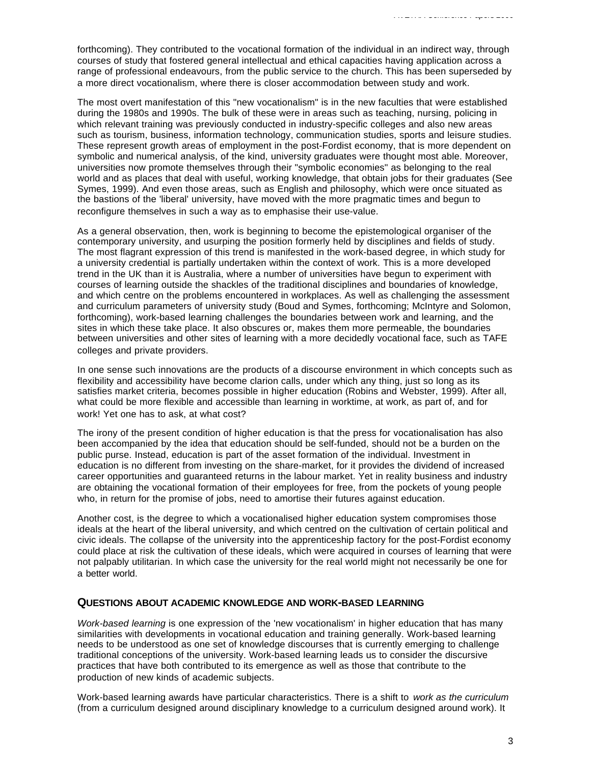forthcoming). They contributed to the vocational formation of the individual in an indirect way, through courses of study that fostered general intellectual and ethical capacities having application across a range of professional endeavours, from the public service to the church. This has been superseded by a more direct vocationalism, where there is closer accommodation between study and work.

The most overt manifestation of this "new vocationalism" is in the new faculties that were established during the 1980s and 1990s. The bulk of these were in areas such as teaching, nursing, policing in which relevant training was previously conducted in industry-specific colleges and also new areas such as tourism, business, information technology, communication studies, sports and leisure studies. These represent growth areas of employment in the post-Fordist economy, that is more dependent on symbolic and numerical analysis, of the kind, university graduates were thought most able. Moreover, universities now promote themselves through their "symbolic economies" as belonging to the real world and as places that deal with useful, working knowledge, that obtain jobs for their graduates (See Symes, 1999). And even those areas, such as English and philosophy, which were once situated as the bastions of the 'liberal' university, have moved with the more pragmatic times and begun to reconfigure themselves in such a way as to emphasise their use-value.

As a general observation, then, work is beginning to become the epistemological organiser of the contemporary university, and usurping the position formerly held by disciplines and fields of study. The most flagrant expression of this trend is manifested in the work-based degree, in which study for a university credential is partially undertaken within the context of work. This is a more developed trend in the UK than it is Australia, where a number of universities have begun to experiment with courses of learning outside the shackles of the traditional disciplines and boundaries of knowledge, and which centre on the problems encountered in workplaces. As well as challenging the assessment and curriculum parameters of university study (Boud and Symes, forthcoming; McIntyre and Solomon, forthcoming), work-based learning challenges the boundaries between work and learning, and the sites in which these take place. It also obscures or, makes them more permeable, the boundaries between universities and other sites of learning with a more decidedly vocational face, such as TAFE colleges and private providers.

In one sense such innovations are the products of a discourse environment in which concepts such as flexibility and accessibility have become clarion calls, under which any thing, just so long as its satisfies market criteria, becomes possible in higher education (Robins and Webster, 1999). After all, what could be more flexible and accessible than learning in worktime, at work, as part of, and for work! Yet one has to ask, at what cost?

The irony of the present condition of higher education is that the press for vocationalisation has also been accompanied by the idea that education should be self-funded, should not be a burden on the public purse. Instead, education is part of the asset formation of the individual. Investment in education is no different from investing on the share-market, for it provides the dividend of increased career opportunities and guaranteed returns in the labour market. Yet in reality business and industry are obtaining the vocational formation of their employees for free, from the pockets of young people who, in return for the promise of jobs, need to amortise their futures against education.

Another cost, is the degree to which a vocationalised higher education system compromises those ideals at the heart of the liberal university, and which centred on the cultivation of certain political and civic ideals. The collapse of the university into the apprenticeship factory for the post-Fordist economy could place at risk the cultivation of these ideals, which were acquired in courses of learning that were not palpably utilitarian. In which case the university for the real world might not necessarily be one for a better world.

## QUESTIONS ABOUT ACADEMIC KNOWLEDGE AND WORK-BASED LEARNING

*Work-based learning* is one expression of the 'new vocationalism' in higher education that has many similarities with developments in vocational education and training generally. Work-based learning needs to be understood as one set of knowledge discourses that is currently emerging to challenge traditional conceptions of the university. Work-based learning leads us to consider the discursive practices that have both contributed to its emergence as well as those that contribute to the production of new kinds of academic subjects.

Work-based learning awards have particular characteristics. There is a shift to *work as the curriculum* (from a curriculum designed around disciplinary knowledge to a curriculum designed around work). It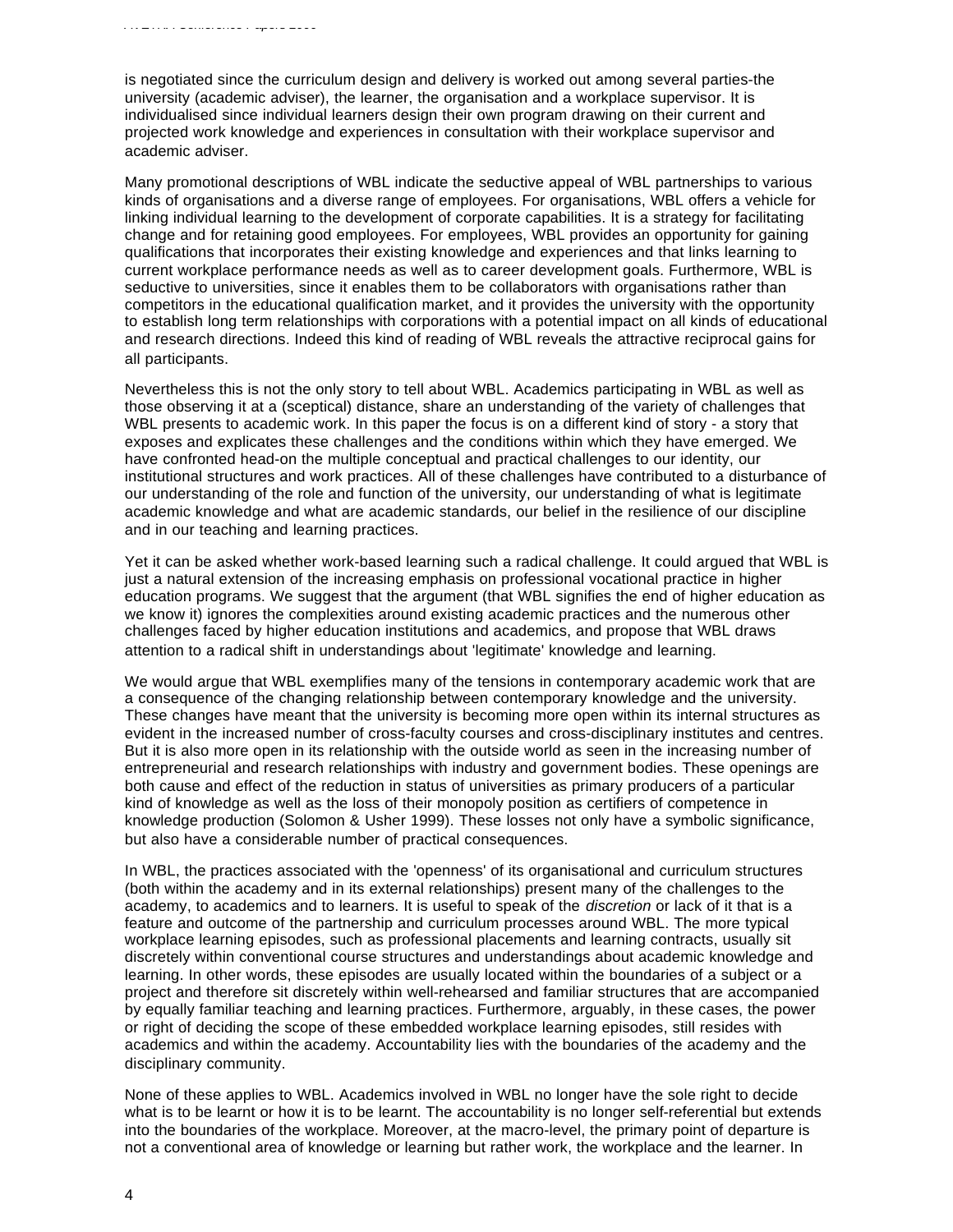is negotiated since the curriculum design and delivery is worked out among several parties-the university (academic adviser), the learner, the organisation and a workplace supervisor. It is individualised since individual learners design their own program drawing on their current and projected work knowledge and experiences in consultation with their workplace supervisor and academic adviser.

Many promotional descriptions of WBL indicate the seductive appeal of WBL partnerships to various kinds of organisations and a diverse range of employees. For organisations, WBL offers a vehicle for linking individual learning to the development of corporate capabilities. It is a strategy for facilitating change and for retaining good employees. For employees, WBL provides an opportunity for gaining qualifications that incorporates their existing knowledge and experiences and that links learning to current workplace performance needs as well as to career development goals. Furthermore, WBL is seductive to universities, since it enables them to be collaborators with organisations rather than competitors in the educational qualification market, and it provides the university with the opportunity to establish long term relationships with corporations with a potential impact on all kinds of educational and research directions. Indeed this kind of reading of WBL reveals the attractive reciprocal gains for all participants.

Nevertheless this is not the only story to tell about WBL. Academics participating in WBL as well as those observing it at a (sceptical) distance, share an understanding of the variety of challenges that WBL presents to academic work. In this paper the focus is on a different kind of story - a story that exposes and explicates these challenges and the conditions within which they have emerged. We have confronted head-on the multiple conceptual and practical challenges to our identity, our institutional structures and work practices. All of these challenges have contributed to a disturbance of our understanding of the role and function of the university, our understanding of what is legitimate academic knowledge and what are academic standards, our belief in the resilience of our discipline and in our teaching and learning practices.

Yet it can be asked whether work-based learning such a radical challenge. It could argued that WBL is just a natural extension of the increasing emphasis on professional vocational practice in higher education programs. We suggest that the argument (that WBL signifies the end of higher education as we know it) ignores the complexities around existing academic practices and the numerous other challenges faced by higher education institutions and academics, and propose that WBL draws attention to a radical shift in understandings about 'legitimate' knowledge and learning.

We would argue that WBL exemplifies many of the tensions in contemporary academic work that are a consequence of the changing relationship between contemporary knowledge and the university. These changes have meant that the university is becoming more open within its internal structures as evident in the increased number of cross-faculty courses and cross-disciplinary institutes and centres. But it is also more open in its relationship with the outside world as seen in the increasing number of entrepreneurial and research relationships with industry and government bodies. These openings are both cause and effect of the reduction in status of universities as primary producers of a particular kind of knowledge as well as the loss of their monopoly position as certifiers of competence in knowledge production (Solomon & Usher 1999). These losses not only have a symbolic significance, but also have a considerable number of practical consequences.

In WBL, the practices associated with the 'openness' of its organisational and curriculum structures (both within the academy and in its external relationships) present many of the challenges to the academy, to academics and to learners. It is useful to speak of the *discretion* or lack of it that is a feature and outcome of the partnership and curriculum processes around WBL. The more typical workplace learning episodes, such as professional placements and learning contracts, usually sit discretely within conventional course structures and understandings about academic knowledge and learning. In other words, these episodes are usually located within the boundaries of a subject or a project and therefore sit discretely within well-rehearsed and familiar structures that are accompanied by equally familiar teaching and learning practices. Furthermore, arguably, in these cases, the power or right of deciding the scope of these embedded workplace learning episodes, still resides with academics and within the academy. Accountability lies with the boundaries of the academy and the disciplinary community.

None of these applies to WBL. Academics involved in WBL no longer have the sole right to decide what is to be learnt or how it is to be learnt. The accountability is no longer self-referential but extends into the boundaries of the workplace. Moreover, at the macro-level, the primary point of departure is not a conventional area of knowledge or learning but rather work, the workplace and the learner. In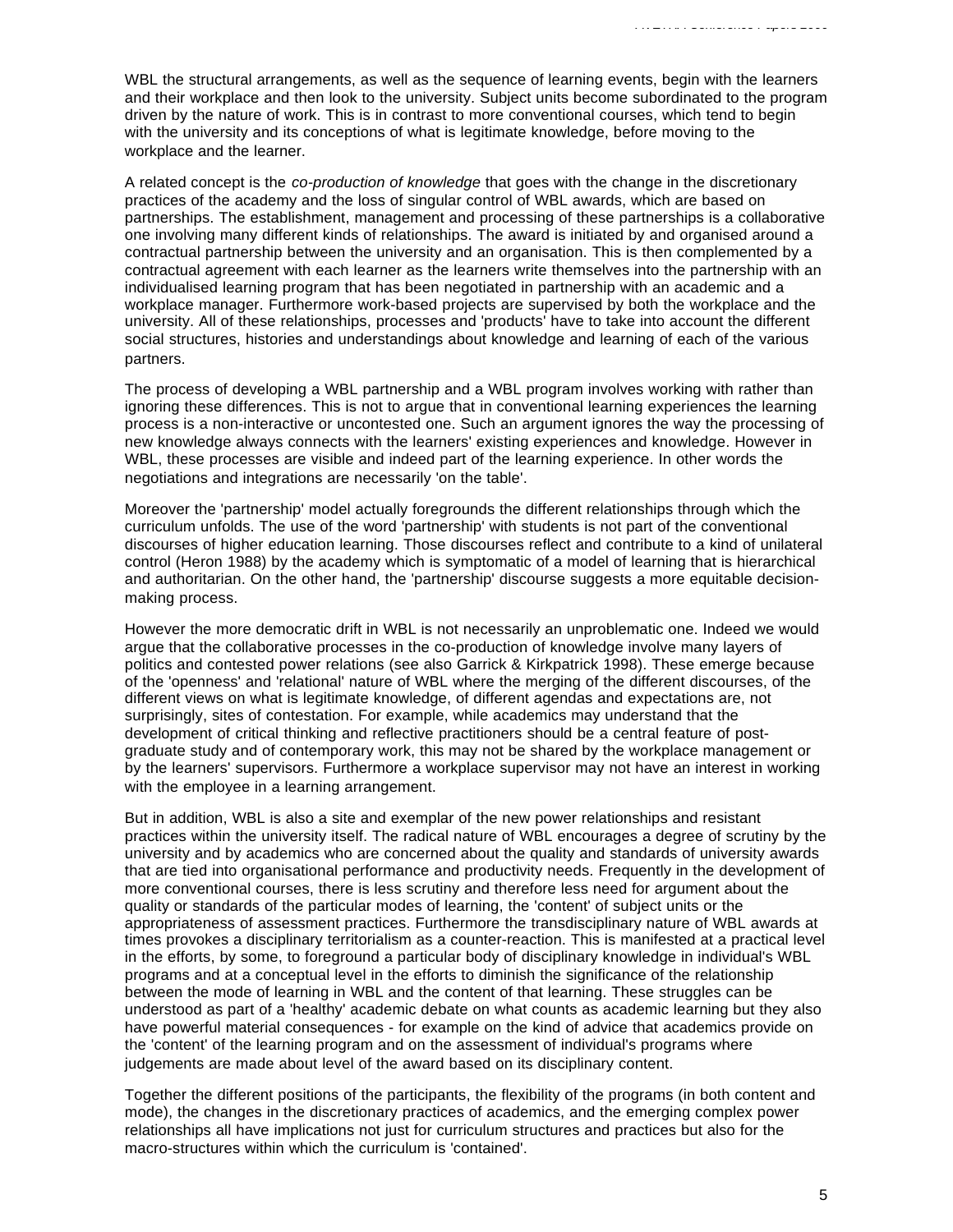WBL the structural arrangements, as well as the sequence of learning events, begin with the learners and their workplace and then look to the university. Subject units become subordinated to the program driven by the nature of work. This is in contrast to more conventional courses, which tend to begin with the university and its conceptions of what is legitimate knowledge, before moving to the workplace and the learner.

A related concept is the *co-production of knowledge* that goes with the change in the discretionary practices of the academy and the loss of singular control of WBL awards, which are based on partnerships. The establishment, management and processing of these partnerships is a collaborative one involving many different kinds of relationships. The award is initiated by and organised around a contractual partnership between the university and an organisation. This is then complemented by a contractual agreement with each learner as the learners write themselves into the partnership with an individualised learning program that has been negotiated in partnership with an academic and a workplace manager. Furthermore work-based projects are supervised by both the workplace and the university. All of these relationships, processes and 'products' have to take into account the different social structures, histories and understandings about knowledge and learning of each of the various partners.

The process of developing a WBL partnership and a WBL program involves working with rather than ignoring these differences. This is not to argue that in conventional learning experiences the learning process is a non-interactive or uncontested one. Such an argument ignores the way the processing of new knowledge always connects with the learners' existing experiences and knowledge. However in WBL, these processes are visible and indeed part of the learning experience. In other words the negotiations and integrations are necessarily 'on the table'.

Moreover the 'partnership' model actually foregrounds the different relationships through which the curriculum unfolds. The use of the word 'partnership' with students is not part of the conventional discourses of higher education learning. Those discourses reflect and contribute to a kind of unilateral control (Heron 1988) by the academy which is symptomatic of a model of learning that is hierarchical and authoritarian. On the other hand, the 'partnership' discourse suggests a more equitable decision-making process.

However the more democratic drift in WBL is not necessarily an unproblematic one. Indeed we would argue that the collaborative processes in the co-production of knowledge involve many layers of politics and contested power relations (see also Garrick & Kirkpatrick 1998). These emerge because of the 'openness' and 'relational' nature of WBL where the merging of the different discourses, of the different views on what is legitimate knowledge, of different agendas and expectations are, not surprisingly, sites of contestation. For example, while academics may understand that the development of critical thinking and reflective practitioners should be a central feature of post-graduate study and of contemporary work, this may not be shared by the workplace management or by the learners' supervisors. Furthermore a workplace supervisor may not have an interest in working with the employee in a learning arrangement.

But in addition, WBL is also a site and exemplar of the new power relationships and resistant practices within the university itself. The radical nature of WBL encourages a degree of scrutiny by the university and by academics who are concerned about the quality and standards of university awards that are tied into organisational performance and productivity needs. Frequently in the development of more conventional courses, there is less scrutiny and therefore less need for argument about the quality or standards of the particular modes of learning, the 'content' of subject units or the appropriateness of assessment practices. Furthermore the transdisciplinary nature of WBL awards at times provokes a disciplinary territorialism as a counter-reaction. This is manifested at a practical level in the efforts, by some, to foreground a particular body of disciplinary knowledge in individual's WBL programs and at a conceptual level in the efforts to diminish the significance of the relationship between the mode of learning in WBL and the content of that learning. These struggles can be understood as part of a 'healthy' academic debate on what counts as academic learning but they also have powerful material consequences - for example on the kind of advice that academics provide on the 'content' of the learning program and on the assessment of individual's programs where judgements are made about level of the award based on its disciplinary content.

Together the different positions of the participants, the flexibility of the programs (in both content and mode), the changes in the discretionary practices of academics, and the emerging complex power relationships all have implications not just for curriculum structures and practices but also for the macro-structures within which the curriculum is 'contained'.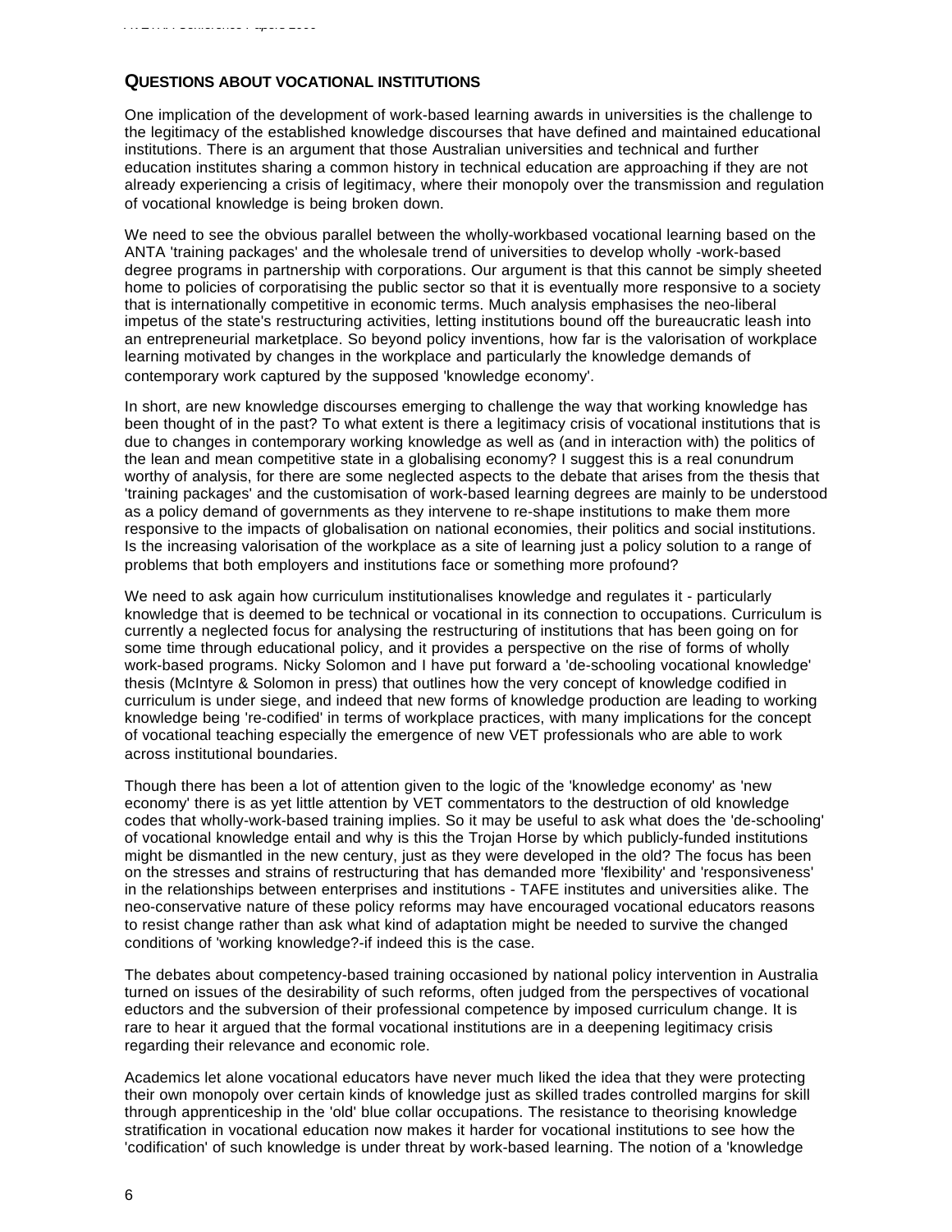## QUESTIONS ABOUT VOCATIONAL INSTITUTIONS

One implication of the development of work-based learning awards in universities is the challenge to the legitimacy of the established knowledge discourses that have defined and maintained educational institutions. There is an argument that those Australian universities and technical and further education institutes sharing a common history in technical education are approaching if they are not already experiencing a crisis of legitimacy, where their monopoly over the transmission and regulation of vocational knowledge is being broken down.

We need to see the obvious parallel between the wholly-workbased vocational learning based on the ANTA 'training packages' and the wholesale trend of universities to develop wholly -work-based degree programs in partnership with corporations. Our argument is that this cannot be simply sheeted home to policies of corporatising the public sector so that it is eventually more responsive to a society that is internationally competitive in economic terms. Much analysis emphasises the neo-liberal impetus of the state's restructuring activities, letting institutions bound off the bureaucratic leash into an entrepreneurial marketplace. So beyond policy inventions, how far is the valorisation of workplace learning motivated by changes in the workplace and particularly the knowledge demands of contemporary work captured by the supposed 'knowledge economy'.

In short, are new knowledge discourses emerging to challenge the way that working knowledge has been thought of in the past? To what extent is there a legitimacy crisis of vocational institutions that is due to changes in contemporary working knowledge as well as (and in interaction with) the politics of the lean and mean competitive state in a globalising economy? I suggest this is a real conundrum worthy of analysis, for there are some neglected aspects to the debate that arises from the thesis that 'training packages' and the customisation of work-based learning degrees are mainly to be understood as a policy demand of governments as they intervene to re-shape institutions to make them more responsive to the impacts of globalisation on national economies, their politics and social institutions. Is the increasing valorisation of the workplace as a site of learning just a policy solution to a range of problems that both employers and institutions face or something more profound?

We need to ask again how curriculum institutionalises knowledge and regulates it - particularly knowledge that is deemed to be technical or vocational in its connection to occupations. Curriculum is currently a neglected focus for analysing the restructuring of institutions that has been going on for some time through educational policy, and it provides a perspective on the rise of forms of wholly work-based programs. Nicky Solomon and I have put forward a 'de-schooling vocational knowledge' thesis (McIntyre & Solomon in press) that outlines how the very concept of knowledge codified in curriculum is under siege, and indeed that new forms of knowledge production are leading to working knowledge being 're-codified' in terms of workplace practices, with many implications for the concept of vocational teaching especially the emergence of new VET professionals who are able to work across institutional boundaries.

Though there has been a lot of attention given to the logic of the 'knowledge economy' as 'new economy' there is as yet little attention by VET commentators to the destruction of old knowledge codes that wholly-work-based training implies. So it may be useful to ask what does the 'de-schooling' of vocational knowledge entail and why is this the Trojan Horse by which publicly-funded institutions might be dismantled in the new century, just as they were developed in the old? The focus has been on the stresses and strains of restructuring that has demanded more 'flexibility' and 'responsiveness' in the relationships between enterprises and institutions - TAFE institutes and universities alike. The neo-conservative nature of these policy reforms may have encouraged vocational educators reasons to resist change rather than ask what kind of adaptation might be needed to survive the changed conditions of 'working knowledge?-if indeed this is the case.

The debates about competency-based training occasioned by national policy intervention in Australia turned on issues of the desirability of such reforms, often judged from the perspectives of vocational eductors and the subversion of their professional competence by imposed curriculum change. It is rare to hear it argued that the formal vocational institutions are in a deepening legitimacy crisis regarding their relevance and economic role.

Academics let alone vocational educators have never much liked the idea that they were protecting their own monopoly over certain kinds of knowledge just as skilled trades controlled margins for skill through apprenticeship in the 'old' blue collar occupations. The resistance to theorising knowledge stratification in vocational education now makes it harder for vocational institutions to see how the 'codification' of such knowledge is under threat by work-based learning. The notion of a 'knowledge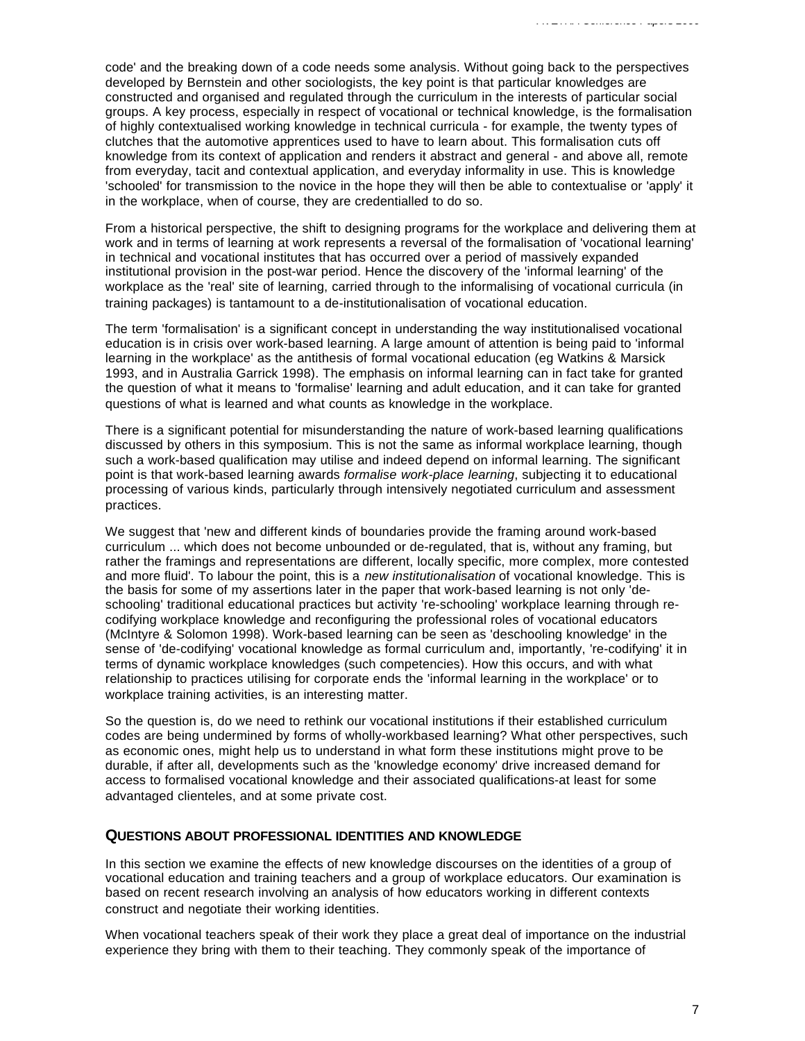code' and the breaking down of a code needs some analysis. Without going back to the perspectives developed by Bernstein and other sociologists, the key point is that particular knowledges are constructed and organised and regulated through the curriculum in the interests of particular social groups. A key process, especially in respect of vocational or technical knowledge, is the formalisation of highly contextualised working knowledge in technical curricula - for example, the twenty types of clutches that the automotive apprentices used to have to learn about. This formalisation cuts off knowledge from its context of application and renders it abstract and general - and above all, remote from everyday, tacit and contextual application, and everyday informality in use. This is knowledge 'schooled' for transmission to the novice in the hope they will then be able to contextualise or 'apply' it in the workplace, when of course, they are credentialled to do so.

From a historical perspective, the shift to designing programs for the workplace and delivering them at work and in terms of learning at work represents a reversal of the formalisation of 'vocational learning' in technical and vocational institutes that has occurred over a period of massively expanded institutional provision in the post-war period. Hence the discovery of the 'informal learning' of the workplace as the 'real' site of learning, carried through to the informalising of vocational curricula (in training packages) is tantamount to a de-institutionalisation of vocational education.

The term 'formalisation' is a significant concept in understanding the way institutionalised vocational education is in crisis over work-based learning. A large amount of attention is being paid to 'informal learning in the workplace' as the antithesis of formal vocational education (eg Watkins & Marsick 1993, and in Australia Garrick 1998). The emphasis on informal learning can in fact take for granted the question of what it means to 'formalise' learning and adult education, and it can take for granted questions of what is learned and what counts as knowledge in the workplace.

There is a significant potential for misunderstanding the nature of work-based learning qualifications discussed by others in this symposium. This is not the same as informal workplace learning, though such a work-based qualification may utilise and indeed depend on informal learning. The significant point is that work-based learning awards *formalise work-place learning*, subjecting it to educational processing of various kinds, particularly through intensively negotiated curriculum and assessment practices.

We suggest that 'new and different kinds of boundaries provide the framing around work-based curriculum ... which does not become unbounded or de-regulated, that is, without any framing, but rather the framings and representations are different, locally specific, more complex, more contested and more fluid'. To labour the point, this is a *new institutionalisation* of vocational knowledge. This is the basis for some of my assertions later in the paper that work-based learning is not only 'de-schooling' traditional educational practices but activity 're-schooling' workplace learning through re-codifying workplace knowledge and reconfiguring the professional roles of vocational educators (McIntyre & Solomon 1998). Work-based learning can be seen as 'deschooling knowledge' in the sense of 'de-codifying' vocational knowledge as formal curriculum and, importantly, 're-codifying' it in terms of dynamic workplace knowledges (such competencies). How this occurs, and with what relationship to practices utilising for corporate ends the 'informal learning in the workplace' or to workplace training activities, is an interesting matter.

So the question is, do we need to rethink our vocational institutions if their established curriculum codes are being undermined by forms of wholly-workbased learning? What other perspectives, such as economic ones, might help us to understand in what form these institutions might prove to be durable, if after all, developments such as the 'knowledge economy' drive increased demand for access to formalised vocational knowledge and their associated qualifications-at least for some advantaged clienteles, and at some private cost.

## QUESTIONS ABOUT PROFESSIONAL IDENTITIES AND KNOWLEDGE

In this section we examine the effects of new knowledge discourses on the identities of a group of vocational education and training teachers and a group of workplace educators. Our examination is based on recent research involving an analysis of how educators working in different contexts construct and negotiate their working identities.

When vocational teachers speak of their work they place a great deal of importance on the industrial experience they bring with them to their teaching. They commonly speak of the importance of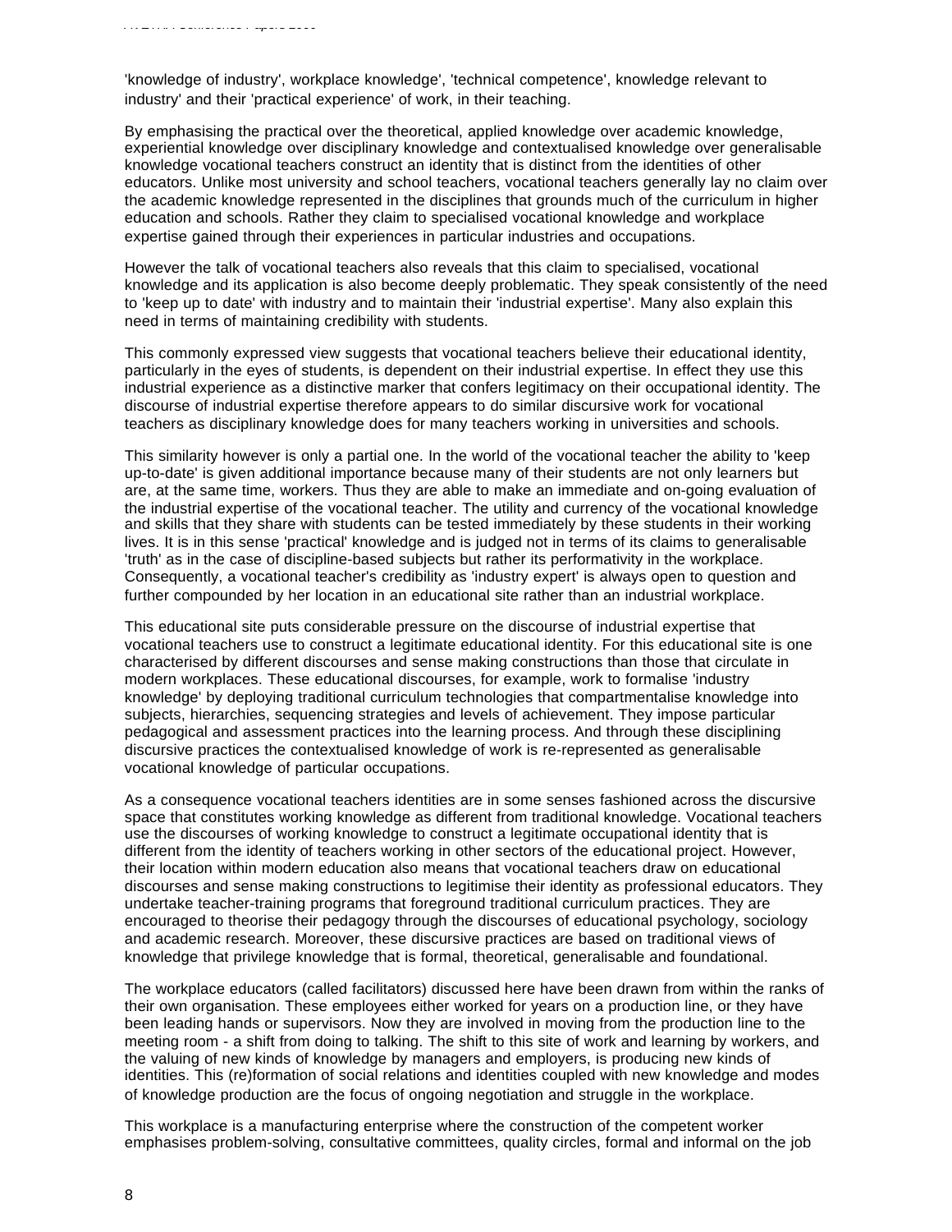'knowledge of industry', workplace knowledge', 'technical competence', knowledge relevant to industry' and their 'practical experience' of work, in their teaching.

By emphasising the practical over the theoretical, applied knowledge over academic knowledge, experiential knowledge over disciplinary knowledge and contextualised knowledge over generalisable knowledge vocational teachers construct an identity that is distinct from the identities of other educators. Unlike most university and school teachers, vocational teachers generally lay no claim over the academic knowledge represented in the disciplines that grounds much of the curriculum in higher education and schools. Rather they claim to specialised vocational knowledge and workplace expertise gained through their experiences in particular industries and occupations.

However the talk of vocational teachers also reveals that this claim to specialised, vocational knowledge and its application is also become deeply problematic. They speak consistently of the need to 'keep up to date' with industry and to maintain their 'industrial expertise'. Many also explain this need in terms of maintaining credibility with students.

This commonly expressed view suggests that vocational teachers believe their educational identity, particularly in the eyes of students, is dependent on their industrial expertise. In effect they use this industrial experience as a distinctive marker that confers legitimacy on their occupational identity. The discourse of industrial expertise therefore appears to do similar discursive work for vocational teachers as disciplinary knowledge does for many teachers working in universities and schools.

This similarity however is only a partial one. In the world of the vocational teacher the ability to 'keep up-to-date' is given additional importance because many of their students are not only learners but are, at the same time, workers. Thus they are able to make an immediate and on-going evaluation of the industrial expertise of the vocational teacher. The utility and currency of the vocational knowledge and skills that they share with students can be tested immediately by these students in their working lives. It is in this sense 'practical' knowledge and is judged not in terms of its claims to generalisable 'truth' as in the case of discipline-based subjects but rather its performativity in the workplace. Consequently, a vocational teacher's credibility as 'industry expert' is always open to question and further compounded by her location in an educational site rather than an industrial workplace.

This educational site puts considerable pressure on the discourse of industrial expertise that vocational teachers use to construct a legitimate educational identity. For this educational site is one characterised by different discourses and sense making constructions than those that circulate in modern workplaces. These educational discourses, for example, work to formalise 'industry knowledge' by deploying traditional curriculum technologies that compartmentalise knowledge into subjects, hierarchies, sequencing strategies and levels of achievement. They impose particular pedagogical and assessment practices into the learning process. And through these disciplining discursive practices the contextualised knowledge of work is re-represented as generalisable vocational knowledge of particular occupations.

As a consequence vocational teachers identities are in some senses fashioned across the discursive space that constitutes working knowledge as different from traditional knowledge. Vocational teachers use the discourses of working knowledge to construct a legitimate occupational identity that is different from the identity of teachers working in other sectors of the educational project. However, their location within modern education also means that vocational teachers draw on educational discourses and sense making constructions to legitimise their identity as professional educators. They undertake teacher-training programs that foreground traditional curriculum practices. They are encouraged to theorise their pedagogy through the discourses of educational psychology, sociology and academic research. Moreover, these discursive practices are based on traditional views of knowledge that privilege knowledge that is formal, theoretical, generalisable and foundational.

The workplace educators (called facilitators) discussed here have been drawn from within the ranks of their own organisation. These employees either worked for years on a production line, or they have been leading hands or supervisors. Now they are involved in moving from the production line to the meeting room - a shift from doing to talking. The shift to this site of work and learning by workers, and the valuing of new kinds of knowledge by managers and employers, is producing new kinds of identities. This (re)formation of social relations and identities coupled with new knowledge and modes of knowledge production are the focus of ongoing negotiation and struggle in the workplace.

This workplace is a manufacturing enterprise where the construction of the competent worker emphasises problem-solving, consultative committees, quality circles, formal and informal on the job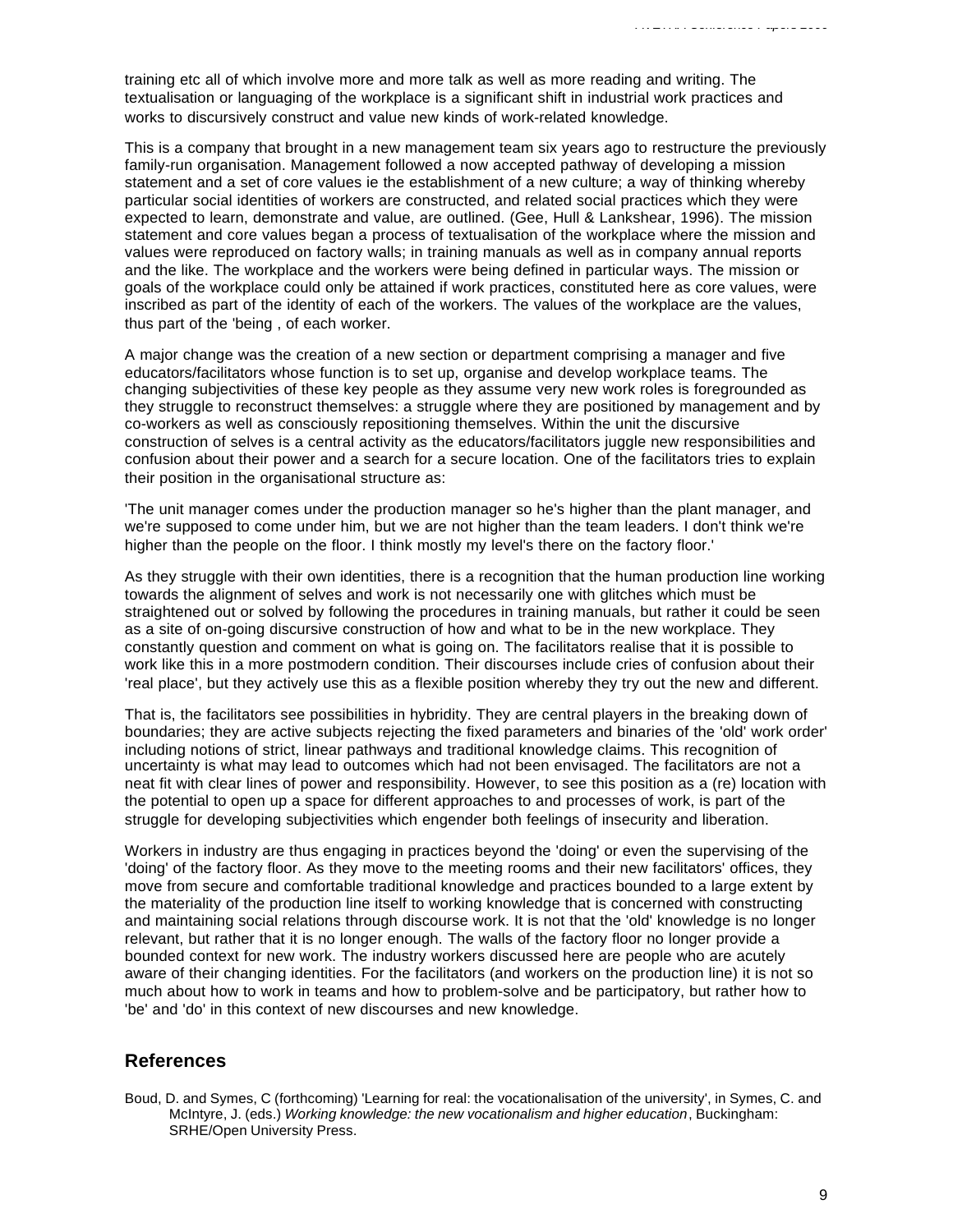training etc all of which involve more and more talk as well as more reading and writing. The textualisation or languaging of the workplace is a significant shift in industrial work practices and works to discursively construct and value new kinds of work-related knowledge.

This is a company that brought in a new management team six years ago to restructure the previously family-run organisation. Management followed a now accepted pathway of developing a mission statement and a set of core values ie the establishment of a new culture; a way of thinking whereby particular social identities of workers are constructed, and related social practices which they were expected to learn, demonstrate and value, are outlined. (Gee, Hull & Lankshear, 1996). The mission statement and core values began a process of textualisation of the workplace where the mission and values were reproduced on factory walls; in training manuals as well as in company annual reports and the like. The workplace and the workers were being defined in particular ways. The mission or goals of the workplace could only be attained if work practices, constituted here as core values, were inscribed as part of the identity of each of the workers. The values of the workplace are the values, thus part of the 'being , of each worker.

A major change was the creation of a new section or department comprising a manager and five educators/facilitators whose function is to set up, organise and develop workplace teams. The changing subjectivities of these key people as they assume very new work roles is foregrounded as they struggle to reconstruct themselves: a struggle where they are positioned by management and by co-workers as well as consciously repositioning themselves. Within the unit the discursive construction of selves is a central activity as the educators/facilitators juggle new responsibilities and confusion about their power and a search for a secure location. One of the facilitators tries to explain their position in the organisational structure as:

'The unit manager comes under the production manager so he's higher than the plant manager, and we're supposed to come under him, but we are not higher than the team leaders. I don't think we're higher than the people on the floor. I think mostly my level's there on the factory floor.'

As they struggle with their own identities, there is a recognition that the human production line working towards the alignment of selves and work is not necessarily one with glitches which must be straightened out or solved by following the procedures in training manuals, but rather it could be seen as a site of on-going discursive construction of how and what to be in the new workplace. They constantly question and comment on what is going on. The facilitators realise that it is possible to work like this in a more postmodern condition. Their discourses include cries of confusion about their 'real place', but they actively use this as a flexible position whereby they try out the new and different.

That is, the facilitators see possibilities in hybridity. They are central players in the breaking down of boundaries; they are active subjects rejecting the fixed parameters and binaries of the 'old' work order' including notions of strict, linear pathways and traditional knowledge claims. This recognition of uncertainty is what may lead to outcomes which had not been envisaged. The facilitators are not a neat fit with clear lines of power and responsibility. However, to see this position as a (re) location with the potential to open up a space for different approaches to and processes of work, is part of the struggle for developing subjectivities which engender both feelings of insecurity and liberation.

Workers in industry are thus engaging in practices beyond the 'doing' or even the supervising of the 'doing' of the factory floor. As they move to the meeting rooms and their new facilitators' offices, they move from secure and comfortable traditional knowledge and practices bounded to a large extent by the materiality of the production line itself to working knowledge that is concerned with constructing and maintaining social relations through discourse work. It is not that the 'old' knowledge is no longer relevant, but rather that it is no longer enough. The walls of the factory floor no longer provide a bounded context for new work. The industry workers discussed here are people who are acutely aware of their changing identities. For the facilitators (and workers on the production line) it is not so much about how to work in teams and how to problem-solve and be participatory, but rather how to 'be' and 'do' in this context of new discourses and new knowledge.

## References

Boud, D. and Symes, C (forthcoming) 'Learning for real: the vocationalisation of the university', in Symes, C. and McIntyre, J. (eds.) *Working knowledge: the new vocationalism and higher education*, Buckingham: SRHE/Open University Press.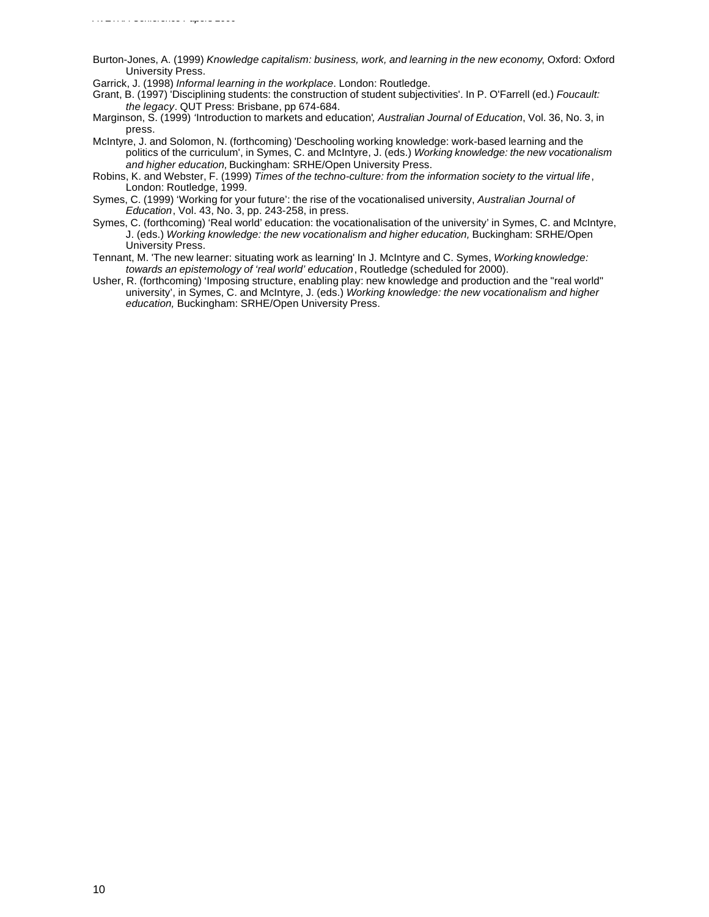Burton-Jones, A. (1999) *Knowledge capitalism: business, work, and learning in the new economy*, Oxford: Oxford University Press.

Garrick, J. (1998) *Informal learning in the workplace*. London: Routledge.

Grant, B. (1997) 'Disciplining students: the construction of student subjectivities'. In P. O'Farrell (ed.) *Foucault: the legacy*. QUT Press: Brisbane, pp 674-684.

Marginson, S. (1999) 'Introduction to markets and education'*, Australian Journal of Education*, Vol. 36, No. 3, in press.

McIntyre, J. and Solomon, N. (forthcoming) 'Deschooling working knowledge: work-based learning and the politics of the curriculum', in Symes, C. and McIntyre, J. (eds.) *Working knowledge: the new vocationalism and higher education,* Buckingham: SRHE/Open University Press.

Robins, K. and Webster, F. (1999) *Times of the techno-culture: from the information society to the virtual life*, London: Routledge, 1999.

Symes, C. (1999) 'Working for your future': the rise of the vocationalised university, *Australian Journal of Education*, Vol. 43, No. 3, pp. 243-258, in press.

Symes, C. (forthcoming) 'Real world' education: the vocationalisation of the university' in Symes, C. and McIntyre, J. (eds.) *Working knowledge: the new vocationalism and higher education,* Buckingham: SRHE/Open University Press.

Tennant, M. 'The new learner: situating work as learning' In J. McIntyre and C. Symes, *Working knowledge: towards an epistemology of 'real world' education*, Routledge (scheduled for 2000).

Usher, R. (forthcoming) 'Imposing structure, enabling play: new knowledge and production and the "real world" university', in Symes, C. and McIntyre, J. (eds.) *Working knowledge: the new vocationalism and higher education,* Buckingham: SRHE/Open University Press.